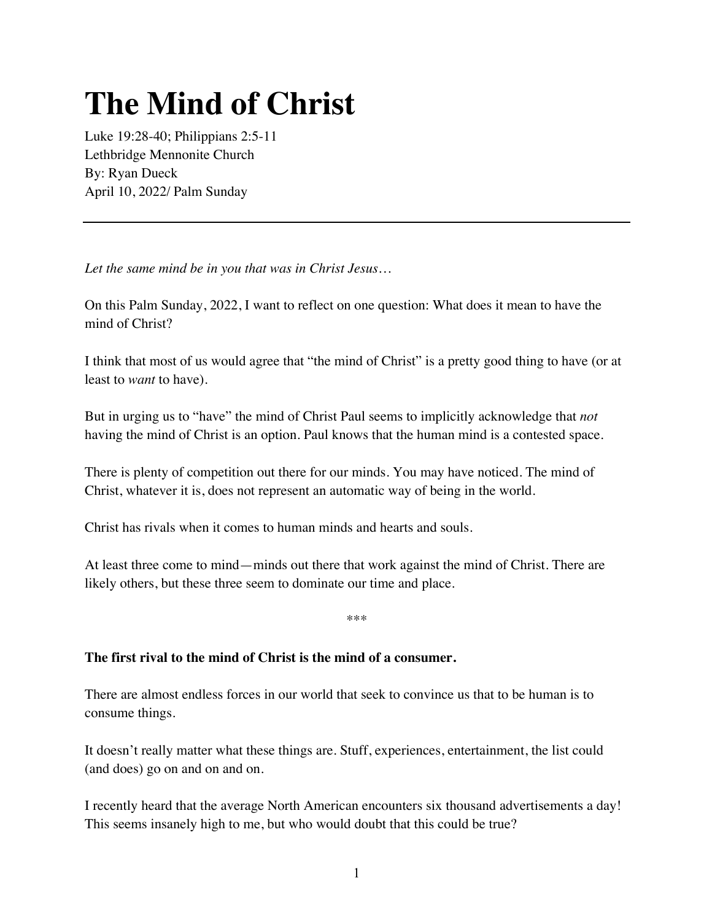# The Mind of Christ

Luke 19:28-40; Philippians 2:5-11
Lethbridge Mennonite Church
By: Ryan Dueck
April 10, 2022/ Palm Sunday

---

*Let the same mind be in you that was in Christ Jesus…*

On this Palm Sunday, 2022, I want to reflect on one question: What does it mean to have the mind of Christ?

I think that most of us would agree that "the mind of Christ" is a pretty good thing to have (or at least to *want* to have).

But in urging us to "have" the mind of Christ Paul seems to implicitly acknowledge that *not* having the mind of Christ is an option. Paul knows that the human mind is a contested space.

There is plenty of competition out there for our minds. You may have noticed. The mind of Christ, whatever it is, does not represent an automatic way of being in the world.

Christ has rivals when it comes to human minds and hearts and souls.

At least three come to mind—minds out there that work against the mind of Christ. There are likely others, but these three seem to dominate our time and place.

\*\*\*

**The first rival to the mind of Christ is the mind of a consumer.**

There are almost endless forces in our world that seek to convince us that to be human is to consume things.

It doesn't really matter what these things are. Stuff, experiences, entertainment, the list could (and does) go on and on and on.

I recently heard that the average North American encounters six thousand advertisements a day! This seems insanely high to me, but who would doubt that this could be true?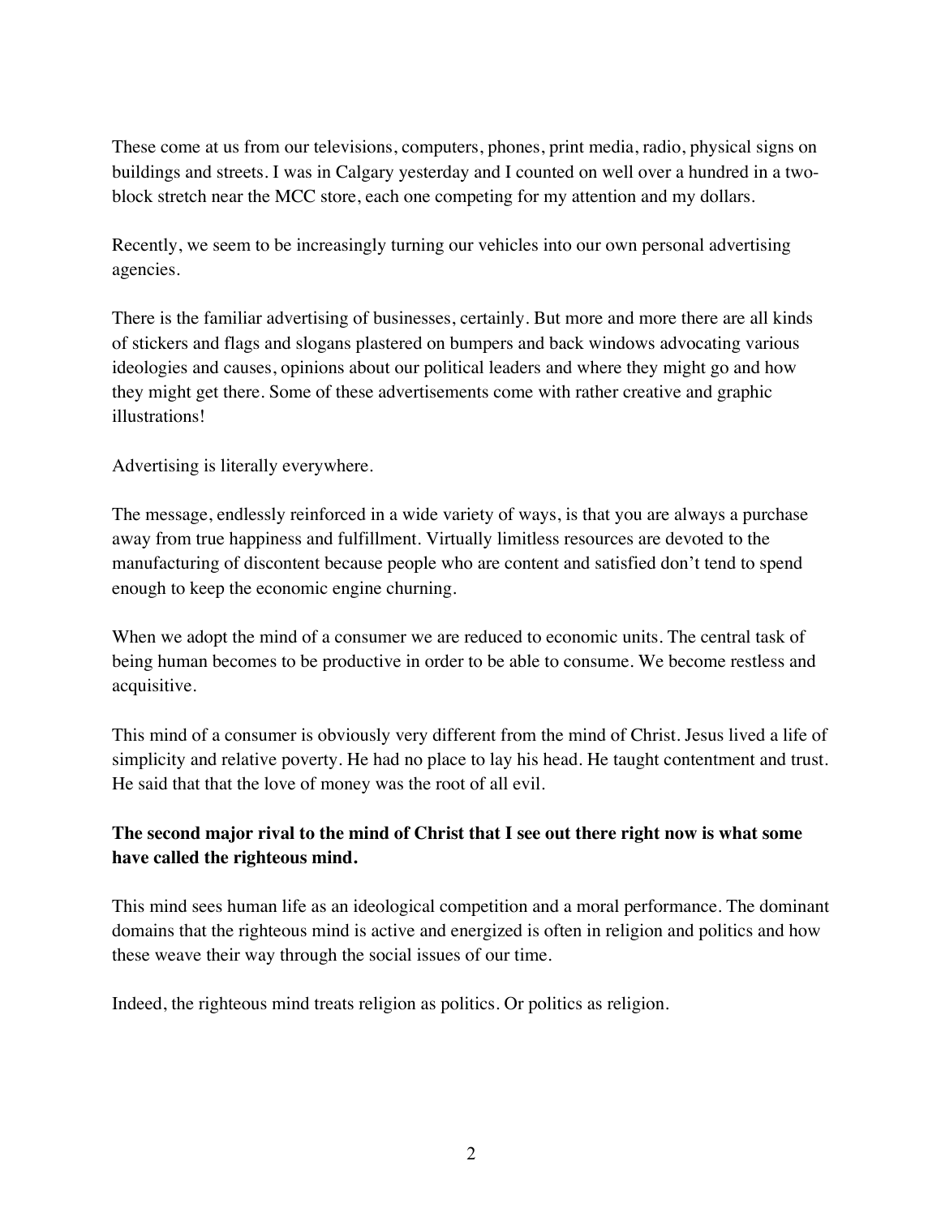These come at us from our televisions, computers, phones, print media, radio, physical signs on buildings and streets. I was in Calgary yesterday and I counted on well over a hundred in a two-block stretch near the MCC store, each one competing for my attention and my dollars.

Recently, we seem to be increasingly turning our vehicles into our own personal advertising agencies.

There is the familiar advertising of businesses, certainly. But more and more there are all kinds of stickers and flags and slogans plastered on bumpers and back windows advocating various ideologies and causes, opinions about our political leaders and where they might go and how they might get there. Some of these advertisements come with rather creative and graphic illustrations!

Advertising is literally everywhere.

The message, endlessly reinforced in a wide variety of ways, is that you are always a purchase away from true happiness and fulfillment. Virtually limitless resources are devoted to the manufacturing of discontent because people who are content and satisfied don't tend to spend enough to keep the economic engine churning.

When we adopt the mind of a consumer we are reduced to economic units. The central task of being human becomes to be productive in order to be able to consume. We become restless and acquisitive.

This mind of a consumer is obviously very different from the mind of Christ. Jesus lived a life of simplicity and relative poverty. He had no place to lay his head. He taught contentment and trust. He said that that the love of money was the root of all evil.

**The second major rival to the mind of Christ that I see out there right now is what some have called the righteous mind.**

This mind sees human life as an ideological competition and a moral performance. The dominant domains that the righteous mind is active and energized is often in religion and politics and how these weave their way through the social issues of our time.

Indeed, the righteous mind treats religion as politics. Or politics as religion.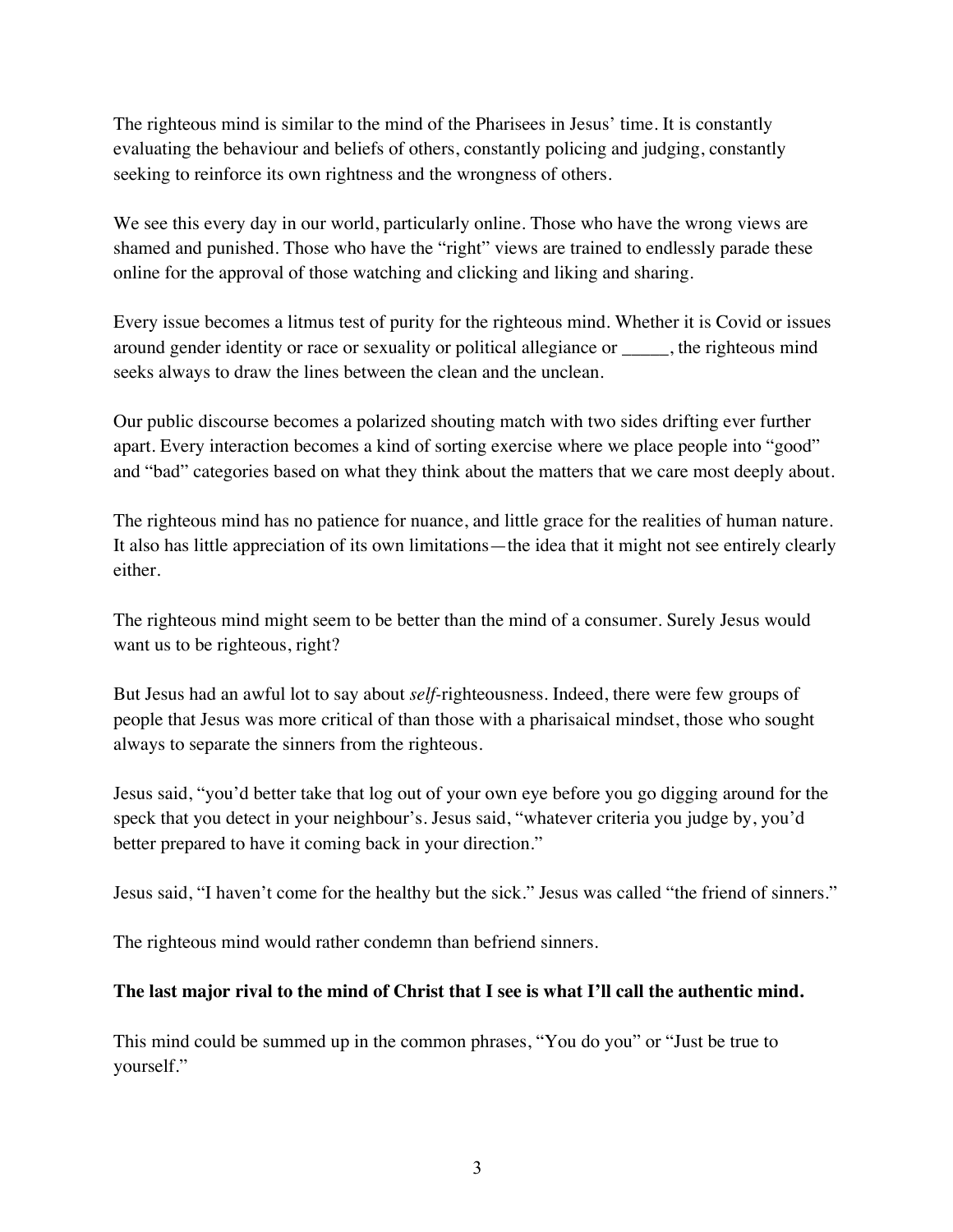The righteous mind is similar to the mind of the Pharisees in Jesus' time. It is constantly evaluating the behaviour and beliefs of others, constantly policing and judging, constantly seeking to reinforce its own rightness and the wrongness of others.

We see this every day in our world, particularly online. Those who have the wrong views are shamed and punished. Those who have the "right" views are trained to endlessly parade these online for the approval of those watching and clicking and liking and sharing.

Every issue becomes a litmus test of purity for the righteous mind. Whether it is Covid or issues around gender identity or race or sexuality or political allegiance or _____, the righteous mind seeks always to draw the lines between the clean and the unclean.

Our public discourse becomes a polarized shouting match with two sides drifting ever further apart. Every interaction becomes a kind of sorting exercise where we place people into "good" and "bad" categories based on what they think about the matters that we care most deeply about.

The righteous mind has no patience for nuance, and little grace for the realities of human nature. It also has little appreciation of its own limitations—the idea that it might not see entirely clearly either.

The righteous mind might seem to be better than the mind of a consumer. Surely Jesus would want us to be righteous, right?

But Jesus had an awful lot to say about *self*-righteousness. Indeed, there were few groups of people that Jesus was more critical of than those with a pharisaical mindset, those who sought always to separate the sinners from the righteous.

Jesus said, "you'd better take that log out of your own eye before you go digging around for the speck that you detect in your neighbour's. Jesus said, "whatever criteria you judge by, you'd better prepared to have it coming back in your direction."

Jesus said, "I haven't come for the healthy but the sick." Jesus was called "the friend of sinners."

The righteous mind would rather condemn than befriend sinners.

**The last major rival to the mind of Christ that I see is what I'll call the authentic mind.**

This mind could be summed up in the common phrases, "You do you" or "Just be true to yourself."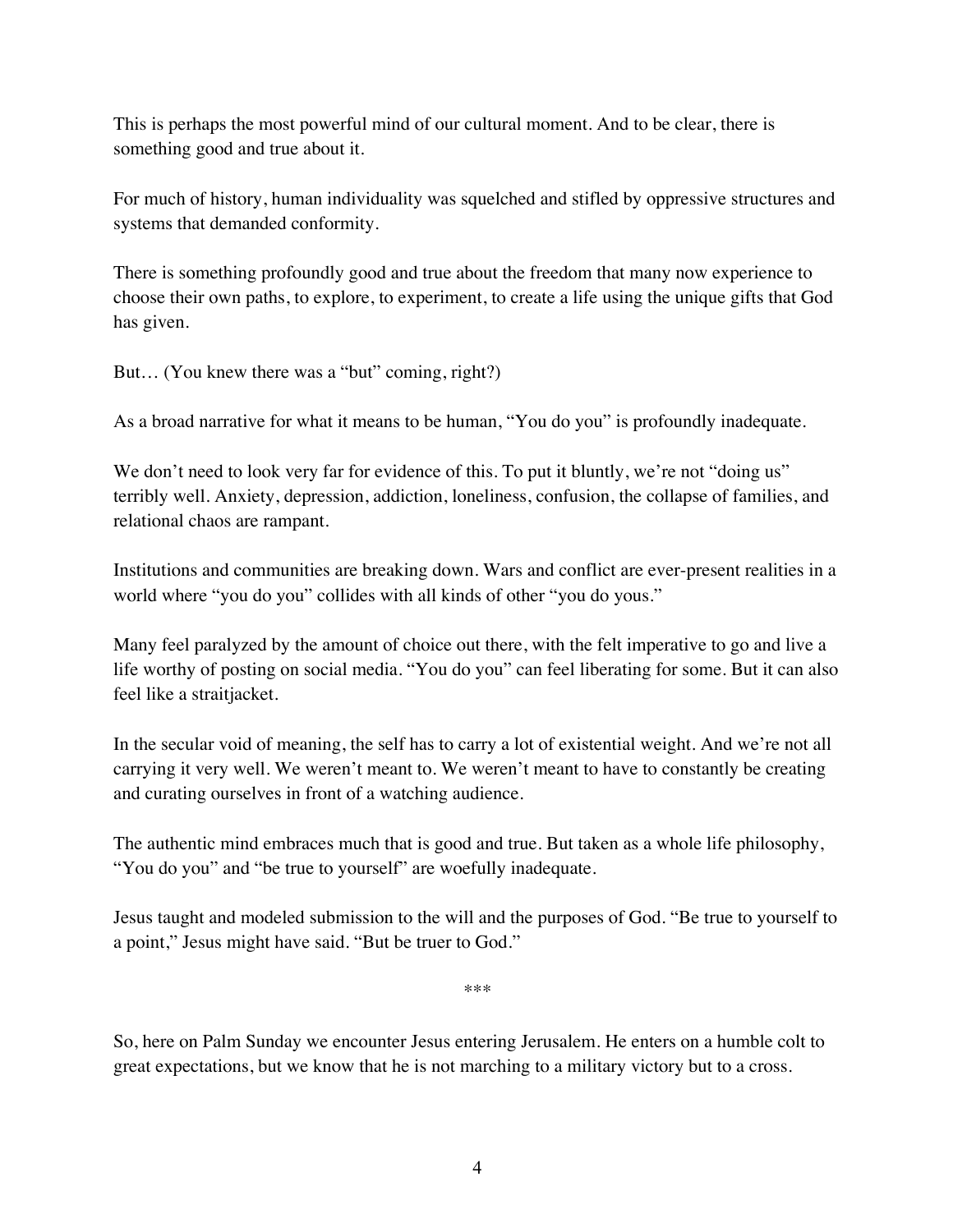This is perhaps the most powerful mind of our cultural moment. And to be clear, there is something good and true about it.

For much of history, human individuality was squelched and stifled by oppressive structures and systems that demanded conformity.

There is something profoundly good and true about the freedom that many now experience to choose their own paths, to explore, to experiment, to create a life using the unique gifts that God has given.

But… (You knew there was a "but" coming, right?)

As a broad narrative for what it means to be human, "You do you" is profoundly inadequate.

We don't need to look very far for evidence of this. To put it bluntly, we're not "doing us" terribly well. Anxiety, depression, addiction, loneliness, confusion, the collapse of families, and relational chaos are rampant.

Institutions and communities are breaking down. Wars and conflict are ever-present realities in a world where "you do you" collides with all kinds of other "you do yous."

Many feel paralyzed by the amount of choice out there, with the felt imperative to go and live a life worthy of posting on social media. "You do you" can feel liberating for some. But it can also feel like a straitjacket.

In the secular void of meaning, the self has to carry a lot of existential weight. And we're not all carrying it very well. We weren't meant to. We weren't meant to have to constantly be creating and curating ourselves in front of a watching audience.

The authentic mind embraces much that is good and true. But taken as a whole life philosophy, "You do you" and "be true to yourself" are woefully inadequate.

Jesus taught and modeled submission to the will and the purposes of God. "Be true to yourself to a point," Jesus might have said. "But be truer to God."

***

So, here on Palm Sunday we encounter Jesus entering Jerusalem. He enters on a humble colt to great expectations, but we know that he is not marching to a military victory but to a cross.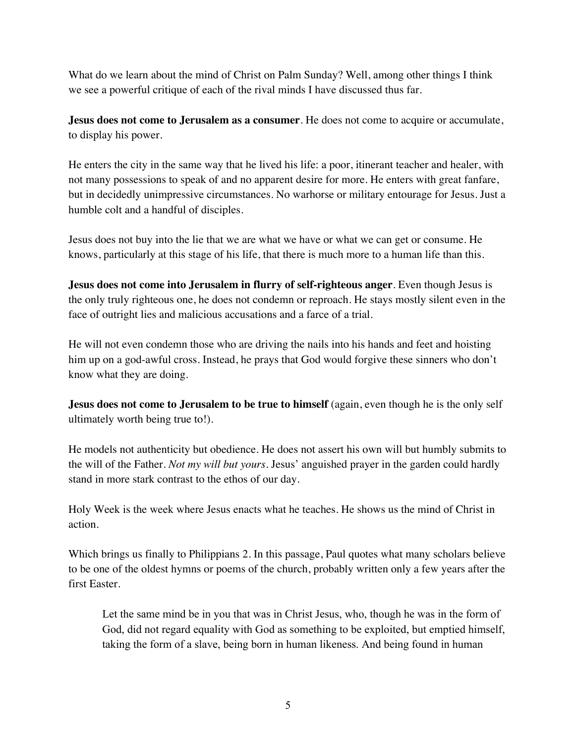What do we learn about the mind of Christ on Palm Sunday? Well, among other things I think we see a powerful critique of each of the rival minds I have discussed thus far.

**Jesus does not come to Jerusalem as a consumer**. He does not come to acquire or accumulate, to display his power.

He enters the city in the same way that he lived his life: a poor, itinerant teacher and healer, with not many possessions to speak of and no apparent desire for more. He enters with great fanfare, but in decidedly unimpressive circumstances. No warhorse or military entourage for Jesus. Just a humble colt and a handful of disciples.

Jesus does not buy into the lie that we are what we have or what we can get or consume. He knows, particularly at this stage of his life, that there is much more to a human life than this.

**Jesus does not come into Jerusalem in flurry of self-righteous anger**. Even though Jesus is the only truly righteous one, he does not condemn or reproach. He stays mostly silent even in the face of outright lies and malicious accusations and a farce of a trial.

He will not even condemn those who are driving the nails into his hands and feet and hoisting him up on a god-awful cross. Instead, he prays that God would forgive these sinners who don't know what they are doing.

**Jesus does not come to Jerusalem to be true to himself** (again, even though he is the only self ultimately worth being true to!).

He models not authenticity but obedience. He does not assert his own will but humbly submits to the will of the Father. *Not my will but yours*. Jesus' anguished prayer in the garden could hardly stand in more stark contrast to the ethos of our day.

Holy Week is the week where Jesus enacts what he teaches. He shows us the mind of Christ in action.

Which brings us finally to Philippians 2. In this passage, Paul quotes what many scholars believe to be one of the oldest hymns or poems of the church, probably written only a few years after the first Easter.

> Let the same mind be in you that was in Christ Jesus, who, though he was in the form of God, did not regard equality with God as something to be exploited, but emptied himself, taking the form of a slave, being born in human likeness. And being found in human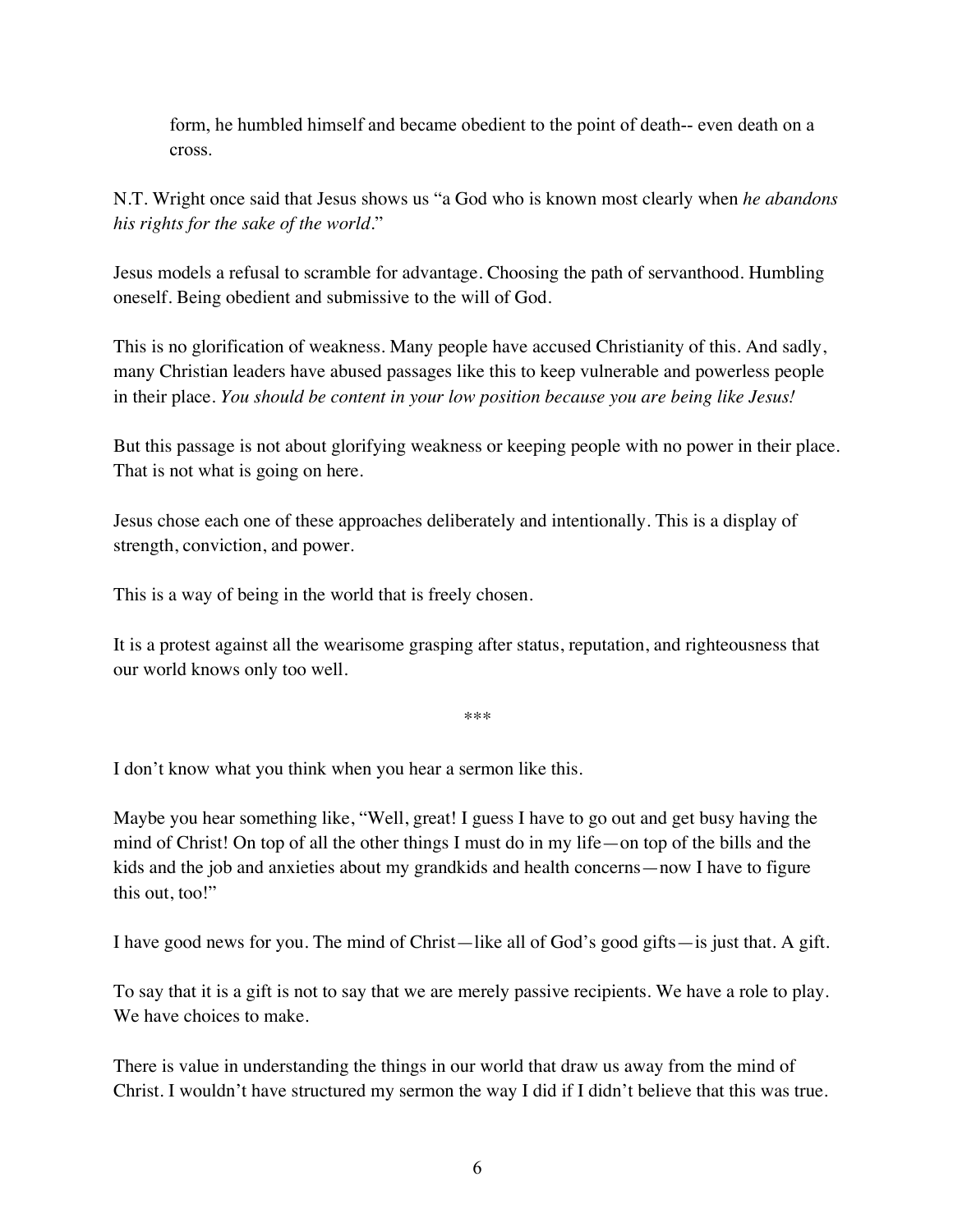> form, he humbled himself and became obedient to the point of death-- even death on a cross.

N.T. Wright once said that Jesus shows us "a God who is known most clearly when *he abandons his rights for the sake of the world*."

Jesus models a refusal to scramble for advantage. Choosing the path of servanthood. Humbling oneself. Being obedient and submissive to the will of God.

This is no glorification of weakness. Many people have accused Christianity of this. And sadly, many Christian leaders have abused passages like this to keep vulnerable and powerless people in their place. *You should be content in your low position because you are being like Jesus!*

But this passage is not about glorifying weakness or keeping people with no power in their place. That is not what is going on here.

Jesus chose each one of these approaches deliberately and intentionally. This is a display of strength, conviction, and power.

This is a way of being in the world that is freely chosen.

It is a protest against all the wearisome grasping after status, reputation, and righteousness that our world knows only too well.

***

I don't know what you think when you hear a sermon like this.

Maybe you hear something like, "Well, great! I guess I have to go out and get busy having the mind of Christ! On top of all the other things I must do in my life—on top of the bills and the kids and the job and anxieties about my grandkids and health concerns—now I have to figure this out, too!"

I have good news for you. The mind of Christ—like all of God's good gifts—is just that. A gift.

To say that it is a gift is not to say that we are merely passive recipients. We have a role to play. We have choices to make.

There is value in understanding the things in our world that draw us away from the mind of Christ. I wouldn't have structured my sermon the way I did if I didn't believe that this was true.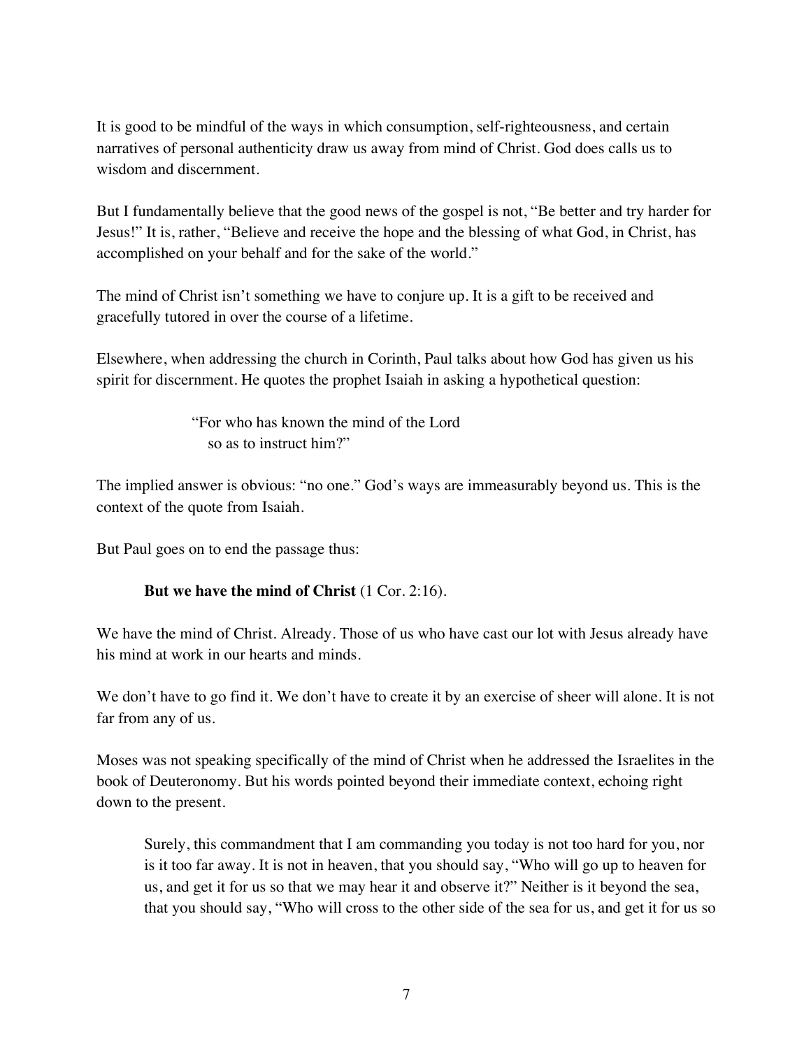It is good to be mindful of the ways in which consumption, self-righteousness, and certain narratives of personal authenticity draw us away from mind of Christ. God does calls us to wisdom and discernment.

But I fundamentally believe that the good news of the gospel is not, "Be better and try harder for Jesus!" It is, rather, "Believe and receive the hope and the blessing of what God, in Christ, has accomplished on your behalf and for the sake of the world."

The mind of Christ isn't something we have to conjure up. It is a gift to be received and gracefully tutored in over the course of a lifetime.

Elsewhere, when addressing the church in Corinth, Paul talks about how God has given us his spirit for discernment. He quotes the prophet Isaiah in asking a hypothetical question:

> "For who has known the mind of the Lord
> so as to instruct him?"

The implied answer is obvious: "no one." God's ways are immeasurably beyond us. This is the context of the quote from Isaiah.

But Paul goes on to end the passage thus:

> **But we have the mind of Christ** (1 Cor. 2:16).

We have the mind of Christ. Already. Those of us who have cast our lot with Jesus already have his mind at work in our hearts and minds.

We don't have to go find it. We don't have to create it by an exercise of sheer will alone. It is not far from any of us.

Moses was not speaking specifically of the mind of Christ when he addressed the Israelites in the book of Deuteronomy. But his words pointed beyond their immediate context, echoing right down to the present.

> Surely, this commandment that I am commanding you today is not too hard for you, nor is it too far away. It is not in heaven, that you should say, "Who will go up to heaven for us, and get it for us so that we may hear it and observe it?" Neither is it beyond the sea, that you should say, "Who will cross to the other side of the sea for us, and get it for us so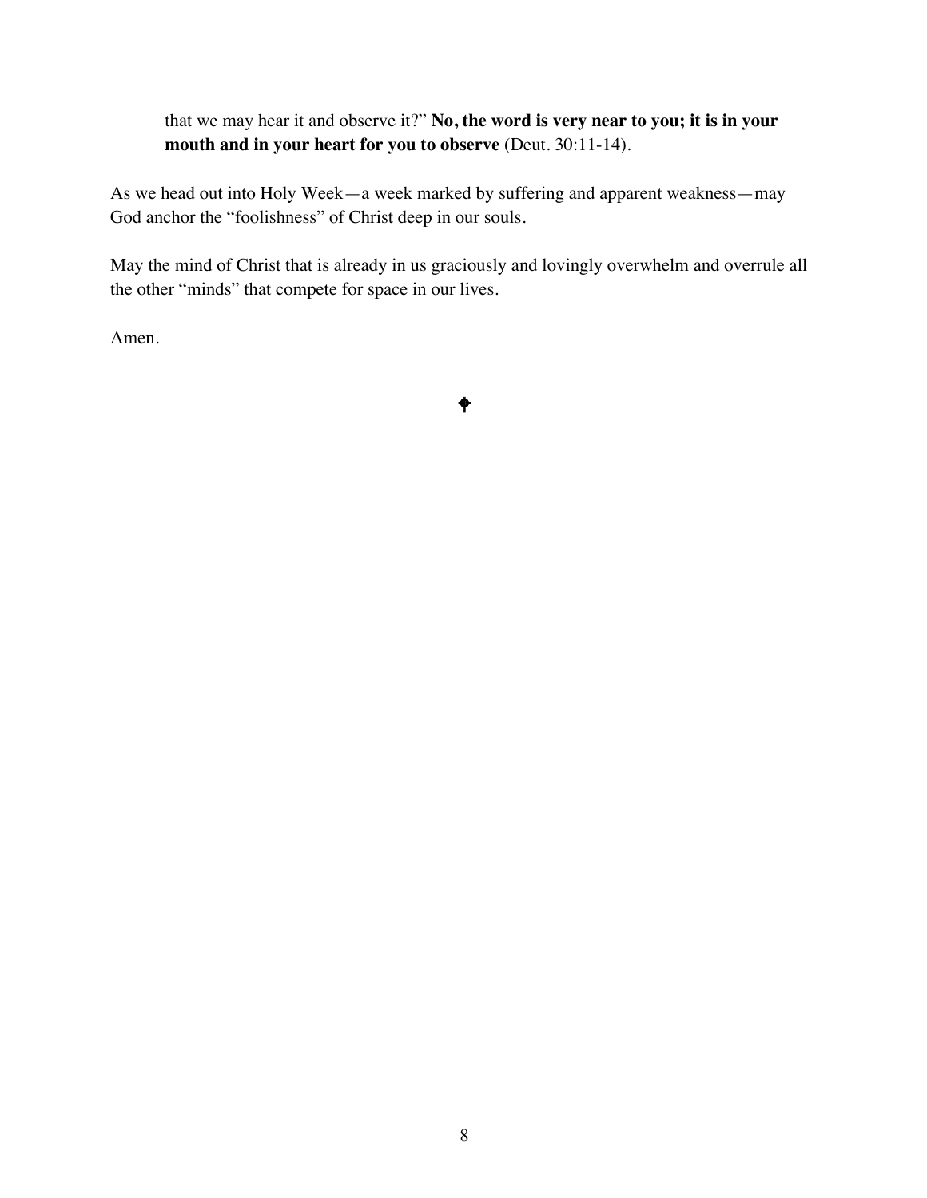> that we may hear it and observe it?" **No, the word is very near to you; it is in your mouth and in your heart for you to observe** (Deut. 30:11-14).

As we head out into Holy Week—a week marked by suffering and apparent weakness—may God anchor the "foolishness" of Christ deep in our souls.

May the mind of Christ that is already in us graciously and lovingly overwhelm and overrule all the other "minds" that compete for space in our lives.

Amen.

✟